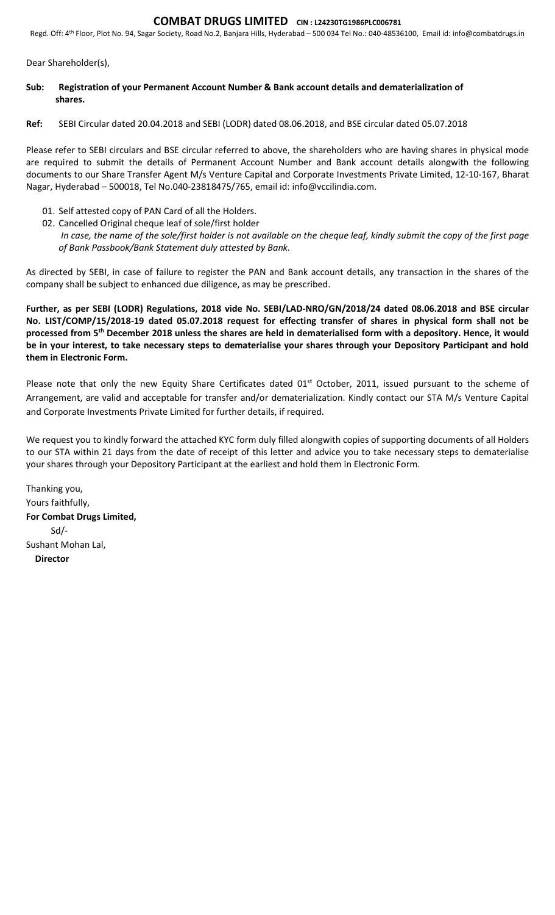# COMBAT DRUGS LIMITED CIN : L24230TG1986PLC006781

Regd. Off: 4th Floor, Plot No. 94, Sagar Society, Road No.2, Banjara Hills, Hyderabad – 500 034 Tel No.: 040-48536100, Email id: info@combatdrugs.in

Dear Shareholder(s),

**Sub: Registration of your Permanent Account Number & Bank account details and dematerialization of shares.**

**Ref:** SEBI Circular dated 20.04.2018 and SEBI (LODR) dated 08.06.2018, and BSE circular dated 05.07.2018

Please refer to SEBI circulars and BSE circular referred to above, the shareholders who are having shares in physical mode are required to submit the details of Permanent Account Number and Bank account details alongwith the following documents to our Share Transfer Agent M/s Venture Capital and Corporate Investments Private Limited, 12-10-167, Bharat Nagar, Hyderabad – 500018, Tel No.040-23818475/765, email id: info@vccilindia.com.

01. Self attested copy of PAN Card of all the Holders.
02. Cancelled Original cheque leaf of sole/first holder
    *In case, the name of the sole/first holder is not available on the cheque leaf, kindly submit the copy of the first page of Bank Passbook/Bank Statement duly attested by Bank.*

As directed by SEBI, in case of failure to register the PAN and Bank account details, any transaction in the shares of the company shall be subject to enhanced due diligence, as may be prescribed.

**Further, as per SEBI (LODR) Regulations, 2018 vide No. SEBI/LAD-NRO/GN/2018/24 dated 08.06.2018 and BSE circular No. LIST/COMP/15/2018-19 dated 05.07.2018 request for effecting transfer of shares in physical form shall not be processed from 5th December 2018 unless the shares are held in dematerialised form with a depository. Hence, it would be in your interest, to take necessary steps to dematerialise your shares through your Depository Participant and hold them in Electronic Form.**

Please note that only the new Equity Share Certificates dated 01st October, 2011, issued pursuant to the scheme of Arrangement, are valid and acceptable for transfer and/or dematerialization. Kindly contact our STA M/s Venture Capital and Corporate Investments Private Limited for further details, if required.

We request you to kindly forward the attached KYC form duly filled alongwith copies of supporting documents of all Holders to our STA within 21 days from the date of receipt of this letter and advice you to take necessary steps to dematerialise your shares through your Depository Participant at the earliest and hold them in Electronic Form.

Thanking you,
Yours faithfully,
**For Combat Drugs Limited,**
Sd/-
Sushant Mohan Lal,
**Director**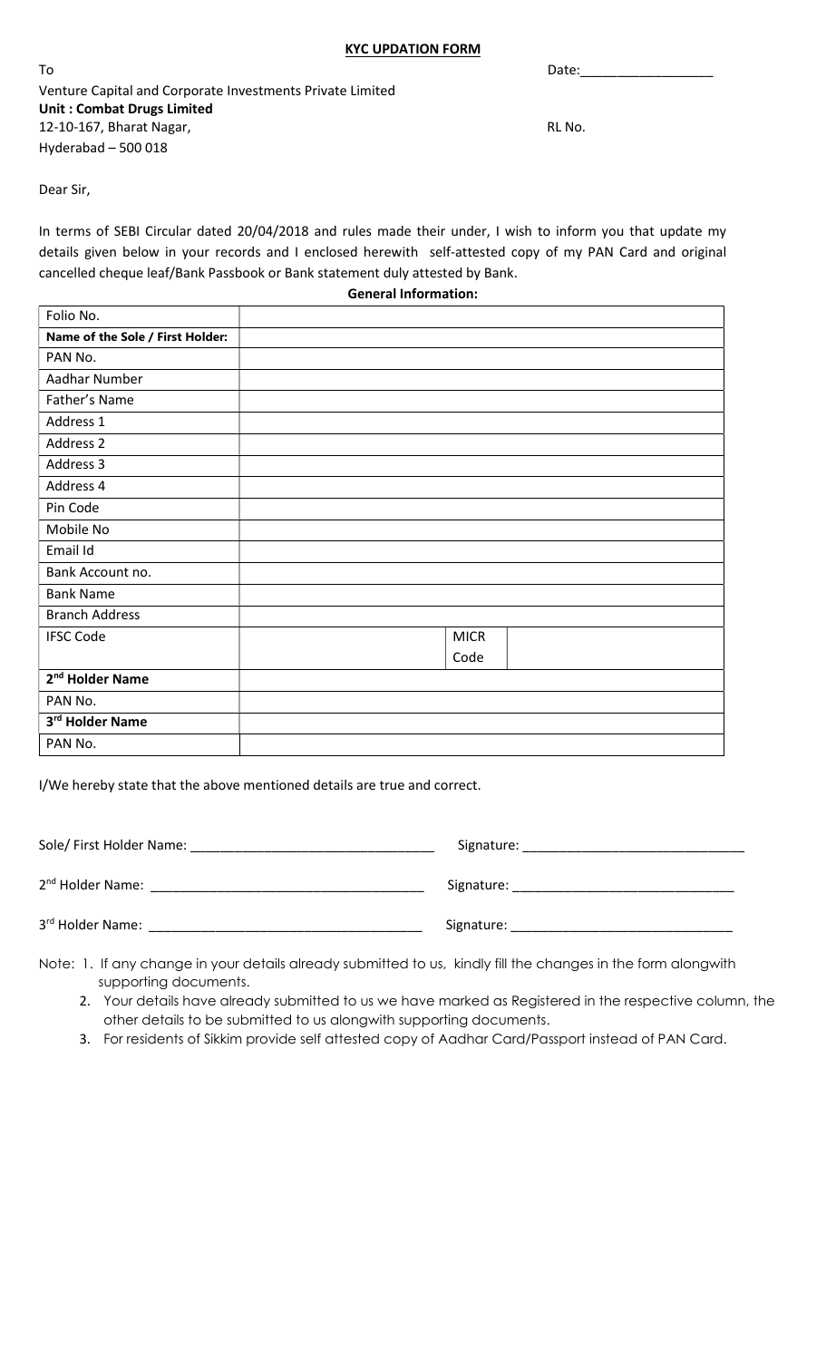**KYC UPDATION FORM**

To

Date:\_\_\_\_\_\_\_\_\_\_\_\_\_\_\_\_\_\_

Venture Capital and Corporate Investments Private Limited
**Unit : Combat Drugs Limited**
12-10-167, Bharat Nagar,
Hyderabad – 500 018

RL No.

Dear Sir,

In terms of SEBI Circular dated 20/04/2018 and rules made their under, I wish to inform you that update my details given below in your records and I enclosed herewith self-attested copy of my PAN Card and original cancelled cheque leaf/Bank Passbook or Bank statement duly attested by Bank.

**General Information:**

| | | | |
|---|---|---|---|
| Folio No. | | | |
| **Name of the Sole / First Holder:** | | | |
| PAN No. | | | |
| Aadhar Number | | | |
| Father's Name | | | |
| Address 1 | | | |
| Address 2 | | | |
| Address 3 | | | |
| Address 4 | | | |
| Pin Code | | | |
| Mobile No | | | |
| Email Id | | | |
| Bank Account no. | | | |
| Bank Name | | | |
| Branch Address | | | |
| IFSC Code | | MICR Code | |
| **2nd Holder Name** | | | |
| PAN No. | | | |
| **3rd Holder Name** | | | |
| PAN No. | | | |

I/We hereby state that the above mentioned details are true and correct.

Sole/ First Holder Name: \_\_\_\_\_\_\_\_\_\_\_\_\_\_\_\_\_\_\_\_\_\_\_\_\_\_\_\_\_\_\_\_\_ Signature: \_\_\_\_\_\_\_\_\_\_\_\_\_\_\_\_\_\_\_\_\_\_\_\_\_\_\_\_\_\_

2nd Holder Name: \_\_\_\_\_\_\_\_\_\_\_\_\_\_\_\_\_\_\_\_\_\_\_\_\_\_\_\_\_\_\_\_\_\_\_\_\_ Signature: \_\_\_\_\_\_\_\_\_\_\_\_\_\_\_\_\_\_\_\_\_\_\_\_\_\_\_\_\_\_

3rd Holder Name: \_\_\_\_\_\_\_\_\_\_\_\_\_\_\_\_\_\_\_\_\_\_\_\_\_\_\_\_\_\_\_\_\_\_\_\_\_ Signature: \_\_\_\_\_\_\_\_\_\_\_\_\_\_\_\_\_\_\_\_\_\_\_\_\_\_\_\_\_\_

Note:
1. If any change in your details already submitted to us, kindly fill the changes in the form alongwith supporting documents.
2. Your details have already submitted to us we have marked as Registered in the respective column, the other details to be submitted to us alongwith supporting documents.
3. For residents of Sikkim provide self attested copy of Aadhar Card/Passport instead of PAN Card.